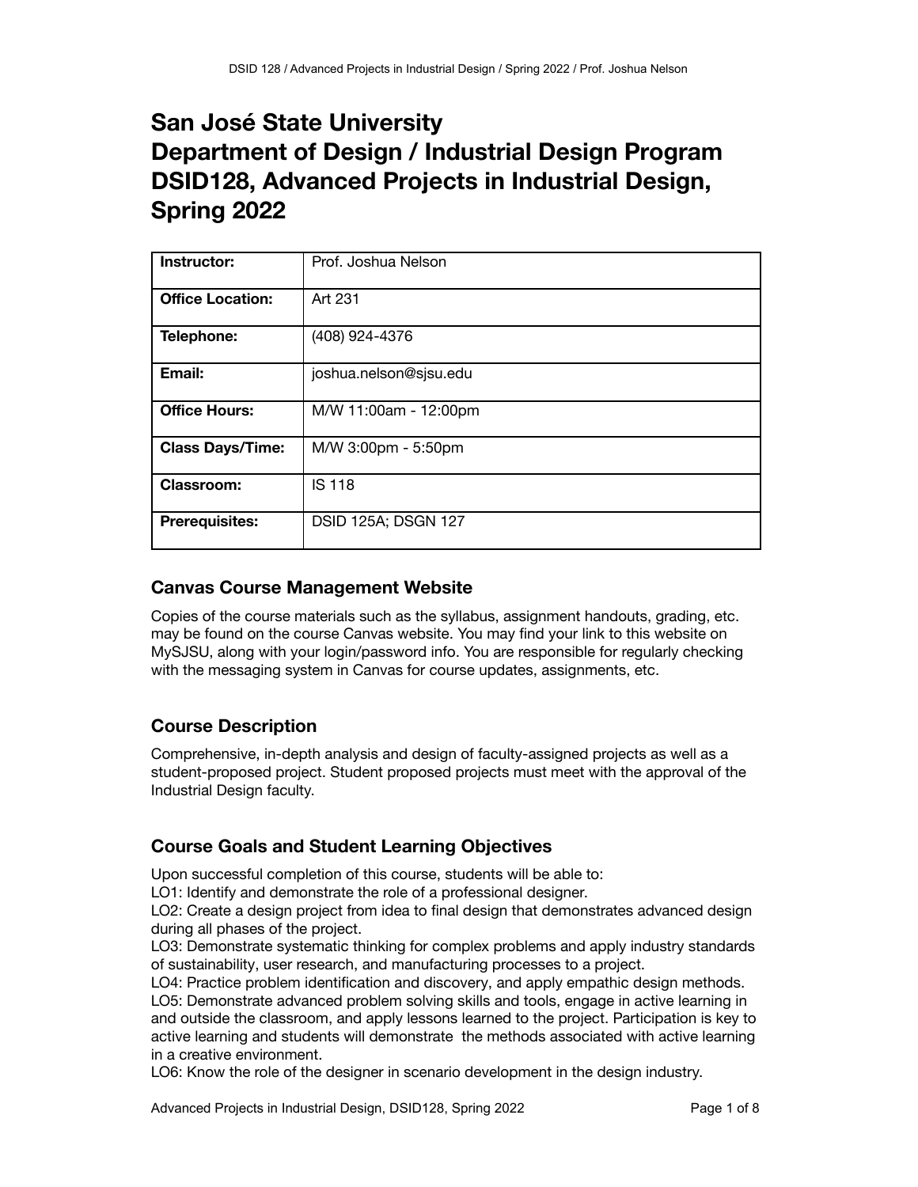# San José State University
# Department of Design / Industrial Design Program
# DSID128, Advanced Projects in Industrial Design, Spring 2022

| | |
|---|---|
| **Instructor:** | Prof. Joshua Nelson |
| **Office Location:** | Art 231 |
| **Telephone:** | (408) 924-4376 |
| **Email:** | joshua.nelson@sjsu.edu |
| **Office Hours:** | M/W 11:00am - 12:00pm |
| **Class Days/Time:** | M/W 3:00pm - 5:50pm |
| **Classroom:** | IS 118 |
| **Prerequisites:** | DSID 125A; DSGN 127 |

## Canvas Course Management Website

Copies of the course materials such as the syllabus, assignment handouts, grading, etc. may be found on the course Canvas website. You may find your link to this website on MySJSU, along with your login/password info. You are responsible for regularly checking with the messaging system in Canvas for course updates, assignments, etc.

## Course Description

Comprehensive, in-depth analysis and design of faculty-assigned projects as well as a student-proposed project. Student proposed projects must meet with the approval of the Industrial Design faculty.

## Course Goals and Student Learning Objectives

Upon successful completion of this course, students will be able to:
LO1: Identify and demonstrate the role of a professional designer.
LO2: Create a design project from idea to final design that demonstrates advanced design during all phases of the project.
LO3: Demonstrate systematic thinking for complex problems and apply industry standards of sustainability, user research, and manufacturing processes to a project.
LO4: Practice problem identification and discovery, and apply empathic design methods.
LO5: Demonstrate advanced problem solving skills and tools, engage in active learning in and outside the classroom, and apply lessons learned to the project. Participation is key to active learning and students will demonstrate the methods associated with active learning in a creative environment.
LO6: Know the role of the designer in scenario development in the design industry.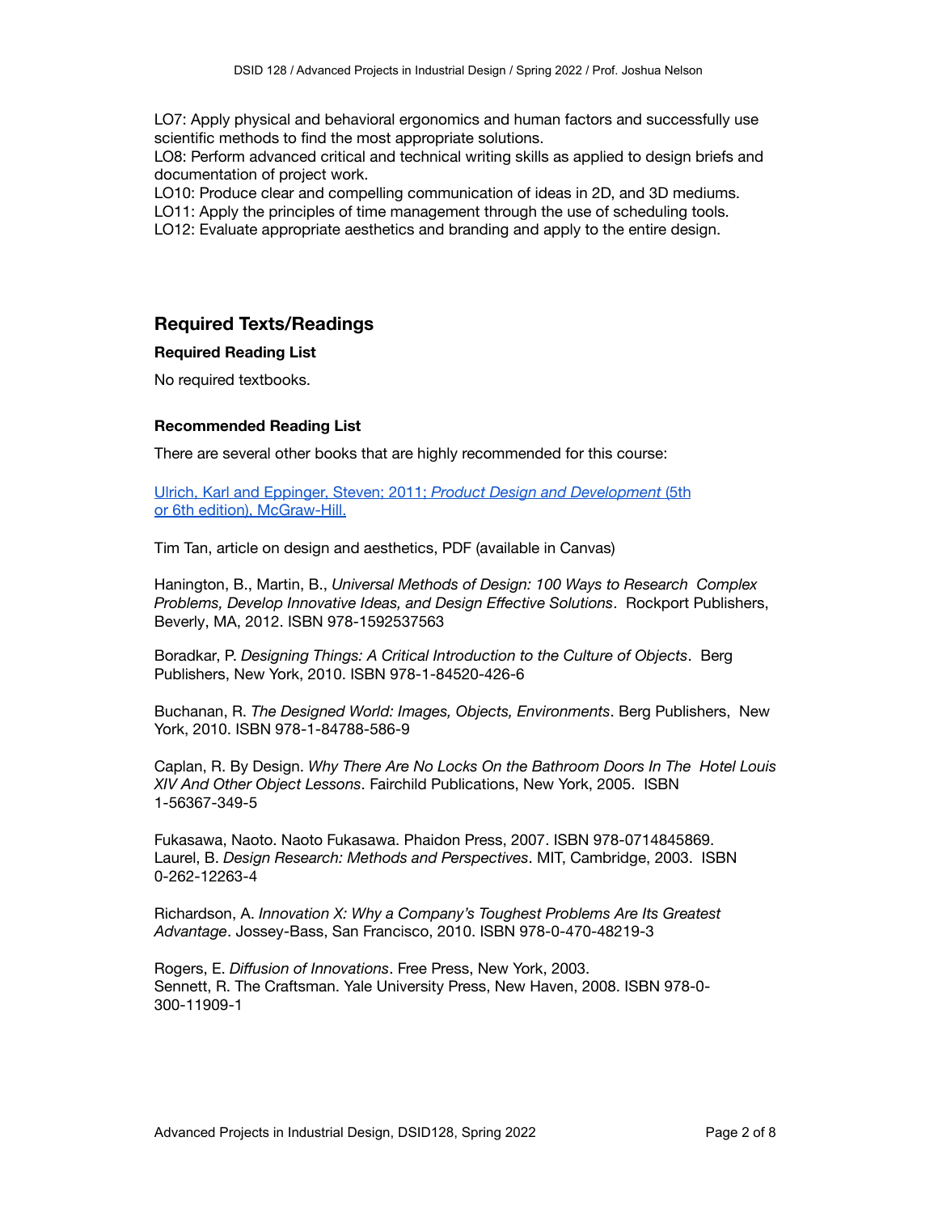LO7: Apply physical and behavioral ergonomics and human factors and successfully use scientific methods to find the most appropriate solutions.
LO8: Perform advanced critical and technical writing skills as applied to design briefs and documentation of project work.
LO10: Produce clear and compelling communication of ideas in 2D, and 3D mediums.
LO11: Apply the principles of time management through the use of scheduling tools.
LO12: Evaluate appropriate aesthetics and branding and apply to the entire design.

## Required Texts/Readings

### Required Reading List

No required textbooks.

### Recommended Reading List

There are several other books that are highly recommended for this course:

Ulrich, Karl and Eppinger, Steven; 2011; *Product Design and Development* (5th or 6th edition), McGraw-Hill.

Tim Tan, article on design and aesthetics, PDF (available in Canvas)

Hanington, B., Martin, B., *Universal Methods of Design: 100 Ways to Research Complex Problems, Develop Innovative Ideas, and Design Effective Solutions*. Rockport Publishers, Beverly, MA, 2012. ISBN 978-1592537563

Boradkar, P. *Designing Things: A Critical Introduction to the Culture of Objects*. Berg Publishers, New York, 2010. ISBN 978-1-84520-426-6

Buchanan, R. *The Designed World: Images, Objects, Environments*. Berg Publishers, New York, 2010. ISBN 978-1-84788-586-9

Caplan, R. By Design. *Why There Are No Locks On the Bathroom Doors In The Hotel Louis XIV And Other Object Lessons*. Fairchild Publications, New York, 2005. ISBN 1-56367-349-5

Fukasawa, Naoto. Naoto Fukasawa. Phaidon Press, 2007. ISBN 978-0714845869.
Laurel, B. *Design Research: Methods and Perspectives*. MIT, Cambridge, 2003. ISBN 0-262-12263-4

Richardson, A. *Innovation X: Why a Company's Toughest Problems Are Its Greatest Advantage*. Jossey-Bass, San Francisco, 2010. ISBN 978-0-470-48219-3

Rogers, E. *Diffusion of Innovations*. Free Press, New York, 2003.
Sennett, R. The Craftsman. Yale University Press, New Haven, 2008. ISBN 978-0-300-11909-1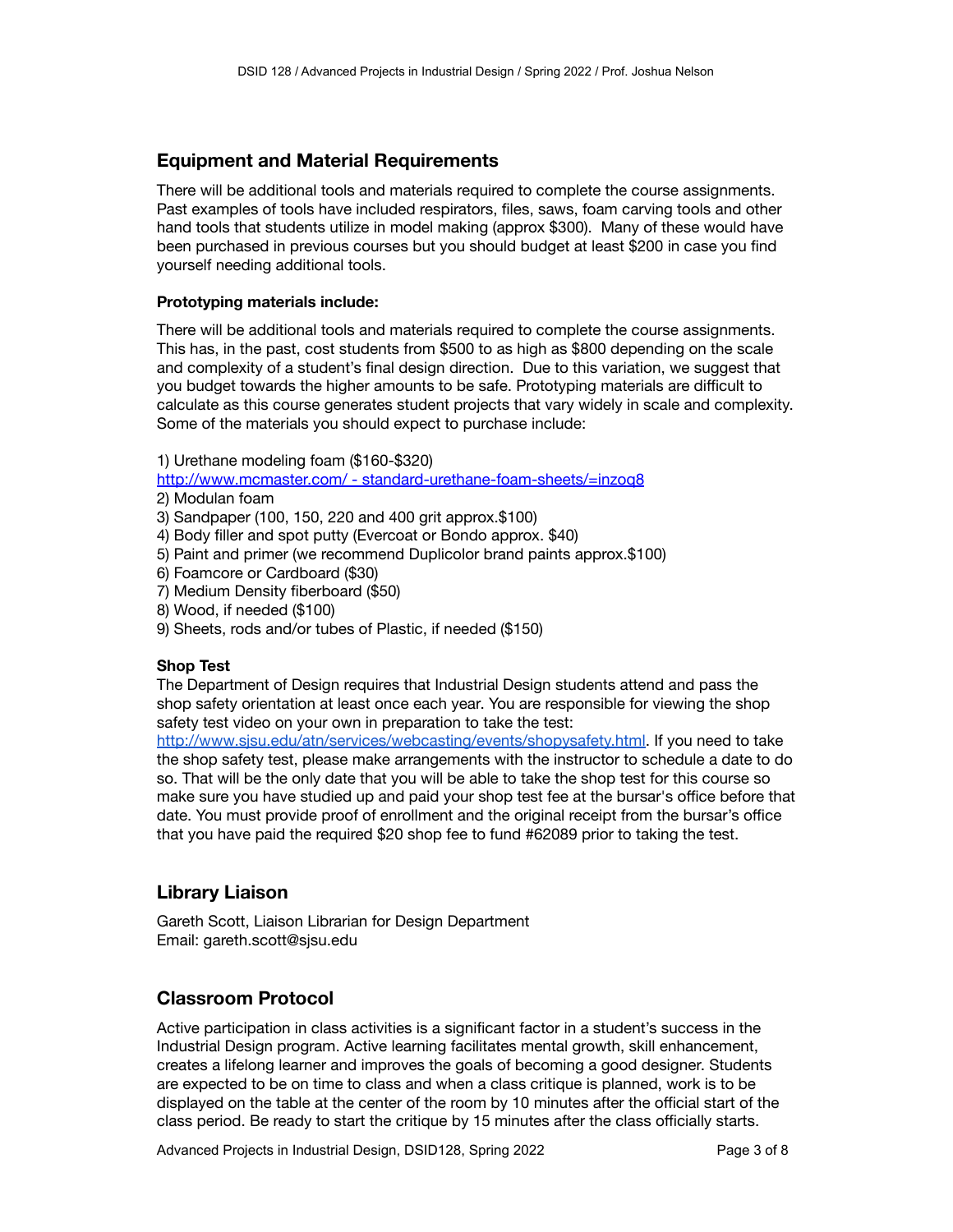## Equipment and Material Requirements

There will be additional tools and materials required to complete the course assignments. Past examples of tools have included respirators, files, saws, foam carving tools and other hand tools that students utilize in model making (approx $300). Many of these would have been purchased in previous courses but you should budget at least $200 in case you find yourself needing additional tools.

### Prototyping materials include:

There will be additional tools and materials required to complete the course assignments. This has, in the past, cost students from $500 to as high as $800 depending on the scale and complexity of a student's final design direction. Due to this variation, we suggest that you budget towards the higher amounts to be safe. Prototyping materials are difficult to calculate as this course generates student projects that vary widely in scale and complexity. Some of the materials you should expect to purchase include:

1) Urethane modeling foam ($160-$320)
[http://www.mcmaster.com/ - standard-urethane-foam-sheets/=inzoq8](http://www.mcmaster.com/ - standard-urethane-foam-sheets/=inzoq8)
2) Modulan foam
3) Sandpaper (100, 150, 220 and 400 grit approx.$100)
4) Body filler and spot putty (Evercoat or Bondo approx. $40)
5) Paint and primer (we recommend Duplicolor brand paints approx.$100)
6) Foamcore or Cardboard ($30)
7) Medium Density fiberboard ($50)
8) Wood, if needed ($100)
9) Sheets, rods and/or tubes of Plastic, if needed ($150)

### Shop Test

The Department of Design requires that Industrial Design students attend and pass the shop safety orientation at least once each year. You are responsible for viewing the shop safety test video on your own in preparation to take the test: [http://www.sjsu.edu/atn/services/webcasting/events/shopysafety.html](http://www.sjsu.edu/atn/services/webcasting/events/shopysafety.html). If you need to take the shop safety test, please make arrangements with the instructor to schedule a date to do so. That will be the only date that you will be able to take the shop test for this course so make sure you have studied up and paid your shop test fee at the bursar's office before that date. You must provide proof of enrollment and the original receipt from the bursar's office that you have paid the required $20 shop fee to fund #62089 prior to taking the test.

## Library Liaison

Gareth Scott, Liaison Librarian for Design Department
Email: gareth.scott@sjsu.edu

## Classroom Protocol

Active participation in class activities is a significant factor in a student's success in the Industrial Design program. Active learning facilitates mental growth, skill enhancement, creates a lifelong learner and improves the goals of becoming a good designer. Students are expected to be on time to class and when a class critique is planned, work is to be displayed on the table at the center of the room by 10 minutes after the official start of the class period. Be ready to start the critique by 15 minutes after the class officially starts.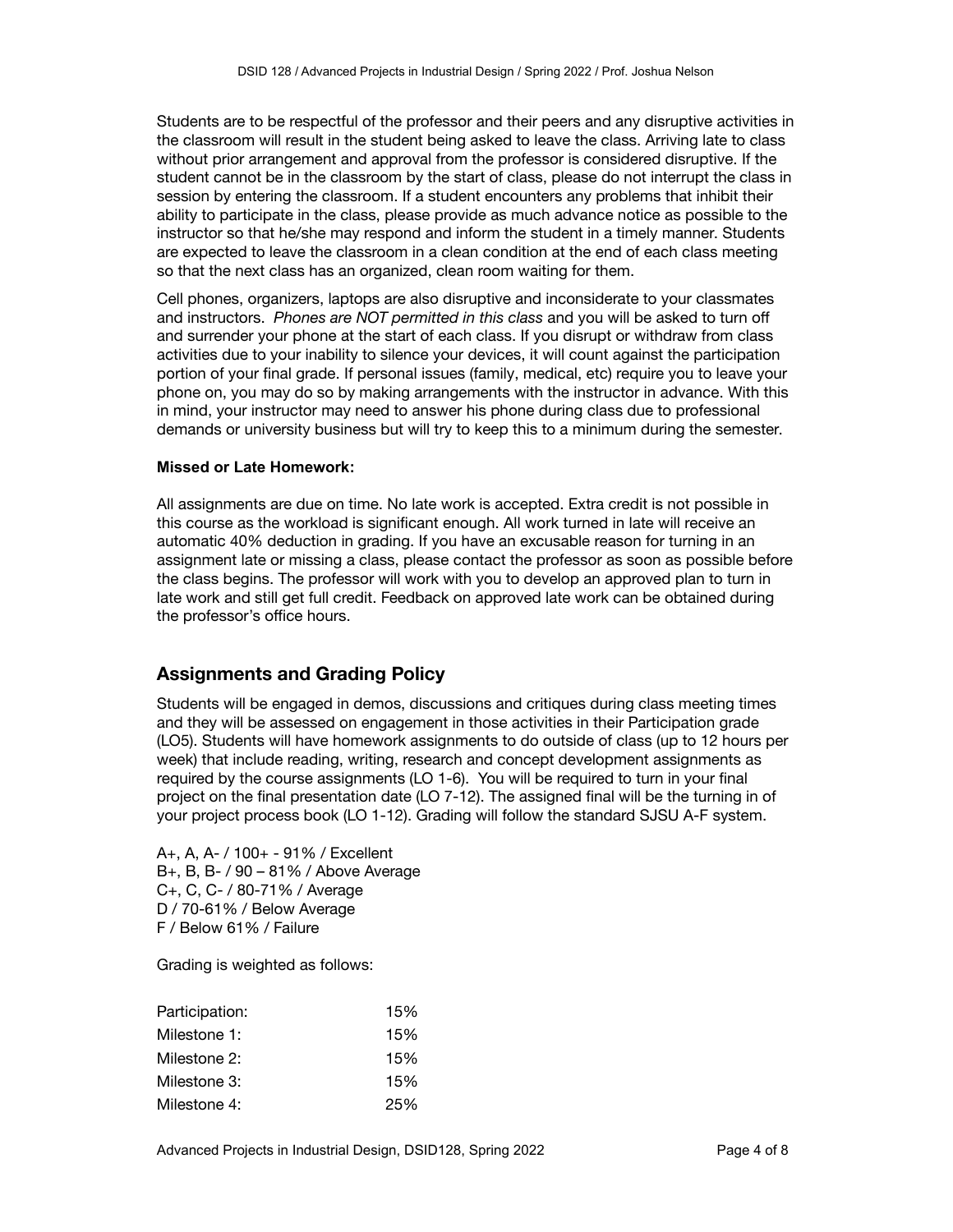Students are to be respectful of the professor and their peers and any disruptive activities in the classroom will result in the student being asked to leave the class. Arriving late to class without prior arrangement and approval from the professor is considered disruptive. If the student cannot be in the classroom by the start of class, please do not interrupt the class in session by entering the classroom. If a student encounters any problems that inhibit their ability to participate in the class, please provide as much advance notice as possible to the instructor so that he/she may respond and inform the student in a timely manner. Students are expected to leave the classroom in a clean condition at the end of each class meeting so that the next class has an organized, clean room waiting for them.

Cell phones, organizers, laptops are also disruptive and inconsiderate to your classmates and instructors. *Phones are NOT permitted in this class* and you will be asked to turn off and surrender your phone at the start of each class. If you disrupt or withdraw from class activities due to your inability to silence your devices, it will count against the participation portion of your final grade. If personal issues (family, medical, etc) require you to leave your phone on, you may do so by making arrangements with the instructor in advance. With this in mind, your instructor may need to answer his phone during class due to professional demands or university business but will try to keep this to a minimum during the semester.

**Missed or Late Homework:**

All assignments are due on time. No late work is accepted. Extra credit is not possible in this course as the workload is significant enough. All work turned in late will receive an automatic 40% deduction in grading. If you have an excusable reason for turning in an assignment late or missing a class, please contact the professor as soon as possible before the class begins. The professor will work with you to develop an approved plan to turn in late work and still get full credit. Feedback on approved late work can be obtained during the professor's office hours.

## Assignments and Grading Policy

Students will be engaged in demos, discussions and critiques during class meeting times and they will be assessed on engagement in those activities in their Participation grade (LO5). Students will have homework assignments to do outside of class (up to 12 hours per week) that include reading, writing, research and concept development assignments as required by the course assignments (LO 1-6). You will be required to turn in your final project on the final presentation date (LO 7-12). The assigned final will be the turning in of your project process book (LO 1-12). Grading will follow the standard SJSU A-F system.

A+, A, A- / 100+ - 91% / Excellent
B+, B, B- / 90 – 81% / Above Average
C+, C, C- / 80-71% / Average
D / 70-61% / Below Average
F / Below 61% / Failure

Grading is weighted as follows:

| | |
|---|---|
| Participation: | 15% |
| Milestone 1: | 15% |
| Milestone 2: | 15% |
| Milestone 3: | 15% |
| Milestone 4: | 25% |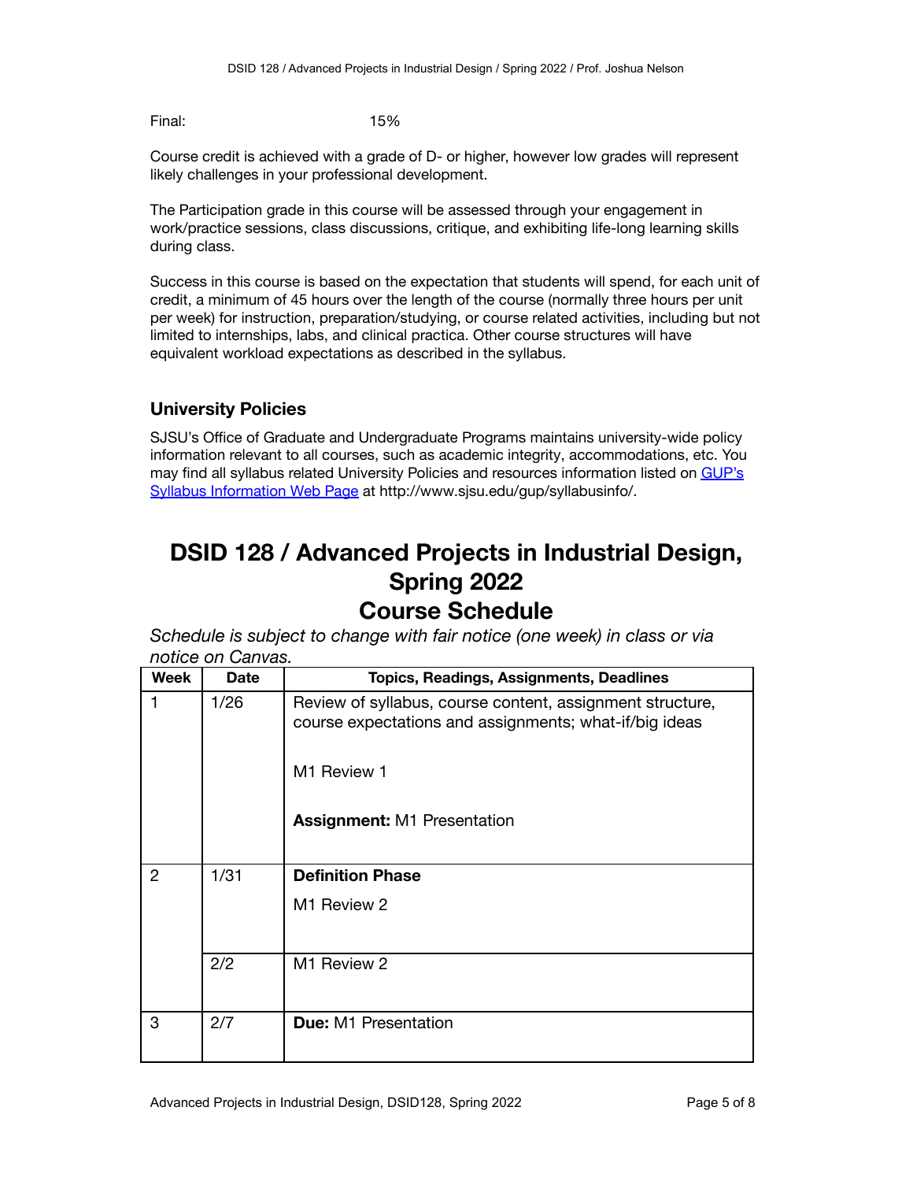Final: 15%

Course credit is achieved with a grade of D- or higher, however low grades will represent likely challenges in your professional development.

The Participation grade in this course will be assessed through your engagement in work/practice sessions, class discussions, critique, and exhibiting life-long learning skills during class.

Success in this course is based on the expectation that students will spend, for each unit of credit, a minimum of 45 hours over the length of the course (normally three hours per unit per week) for instruction, preparation/studying, or course related activities, including but not limited to internships, labs, and clinical practica. Other course structures will have equivalent workload expectations as described in the syllabus.

### University Policies

SJSU's Office of Graduate and Undergraduate Programs maintains university-wide policy information relevant to all courses, such as academic integrity, accommodations, etc. You may find all syllabus related University Policies and resources information listed on [GUP's Syllabus Information Web Page](http://www.sjsu.edu/gup/syllabusinfo/) at http://www.sjsu.edu/gup/syllabusinfo/.

# DSID 128 / Advanced Projects in Industrial Design, Spring 2022
# Course Schedule

*Schedule is subject to change with fair notice (one week) in class or via notice on Canvas.*

| Week | Date | Topics, Readings, Assignments, Deadlines |
|---|---|---|
| 1 | 1/26 | Review of syllabus, course content, assignment structure, course expectations and assignments; what-if/big ideas<br><br>M1 Review 1<br><br>**Assignment:** M1 Presentation |
| 2 | 1/31 | **Definition Phase**<br>M1 Review 2 |
| | 2/2 | M1 Review 2 |
| 3 | 2/7 | **Due:** M1 Presentation |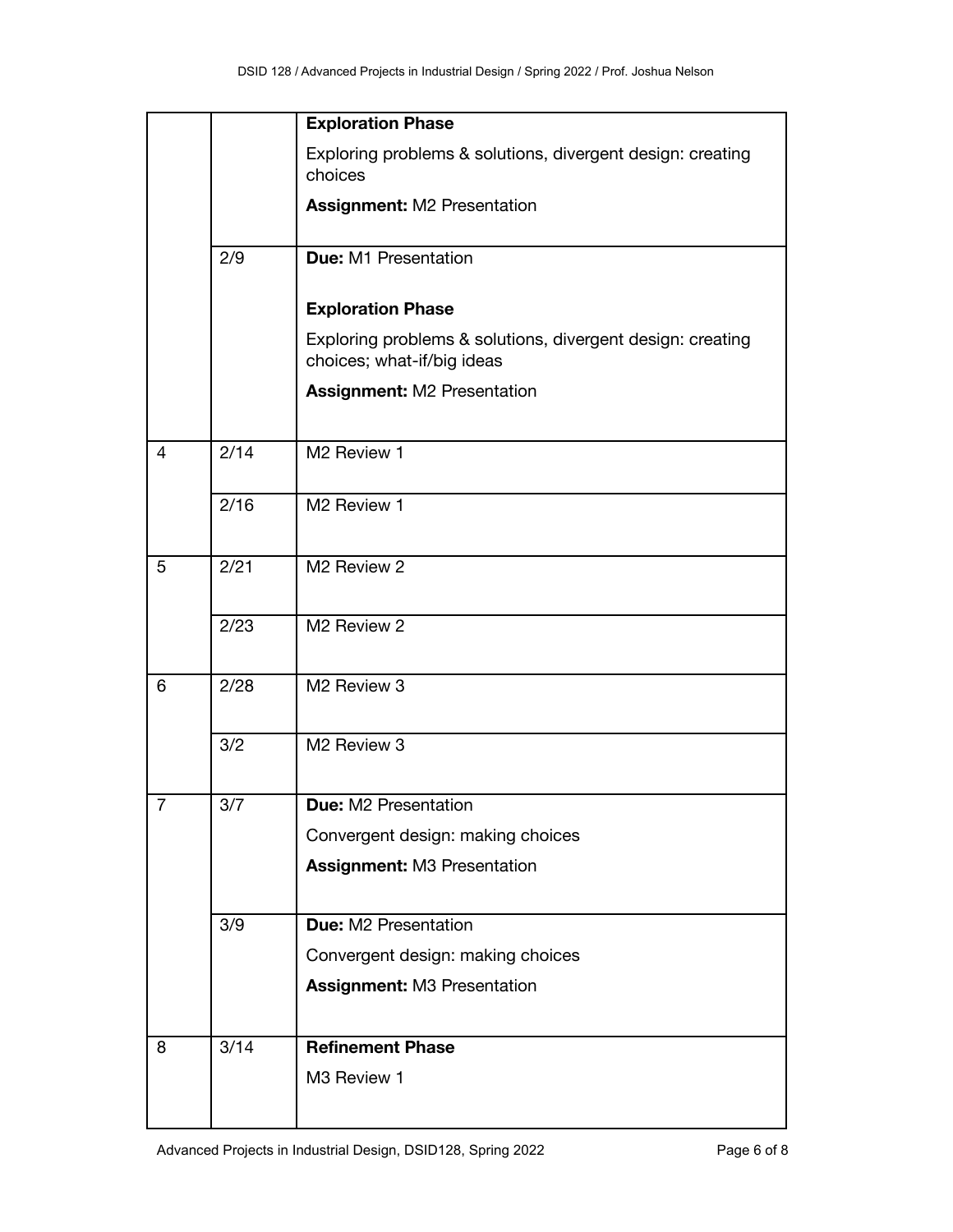| | | |
|---|---|---|
| | | **Exploration Phase**<br>Exploring problems & solutions, divergent design: creating choices<br>**Assignment:** M2 Presentation |
| | 2/9 | **Due:** M1 Presentation<br><br>**Exploration Phase**<br>Exploring problems & solutions, divergent design: creating choices; what-if/big ideas<br>**Assignment:** M2 Presentation |
| 4 | 2/14 | M2 Review 1 |
| | 2/16 | M2 Review 1 |
| 5 | 2/21 | M2 Review 2 |
| | 2/23 | M2 Review 2 |
| 6 | 2/28 | M2 Review 3 |
| | 3/2 | M2 Review 3 |
| 7 | 3/7 | **Due:** M2 Presentation<br>Convergent design: making choices<br>**Assignment:** M3 Presentation |
| | 3/9 | **Due:** M2 Presentation<br>Convergent design: making choices<br>**Assignment:** M3 Presentation |
| 8 | 3/14 | **Refinement Phase**<br>M3 Review 1 |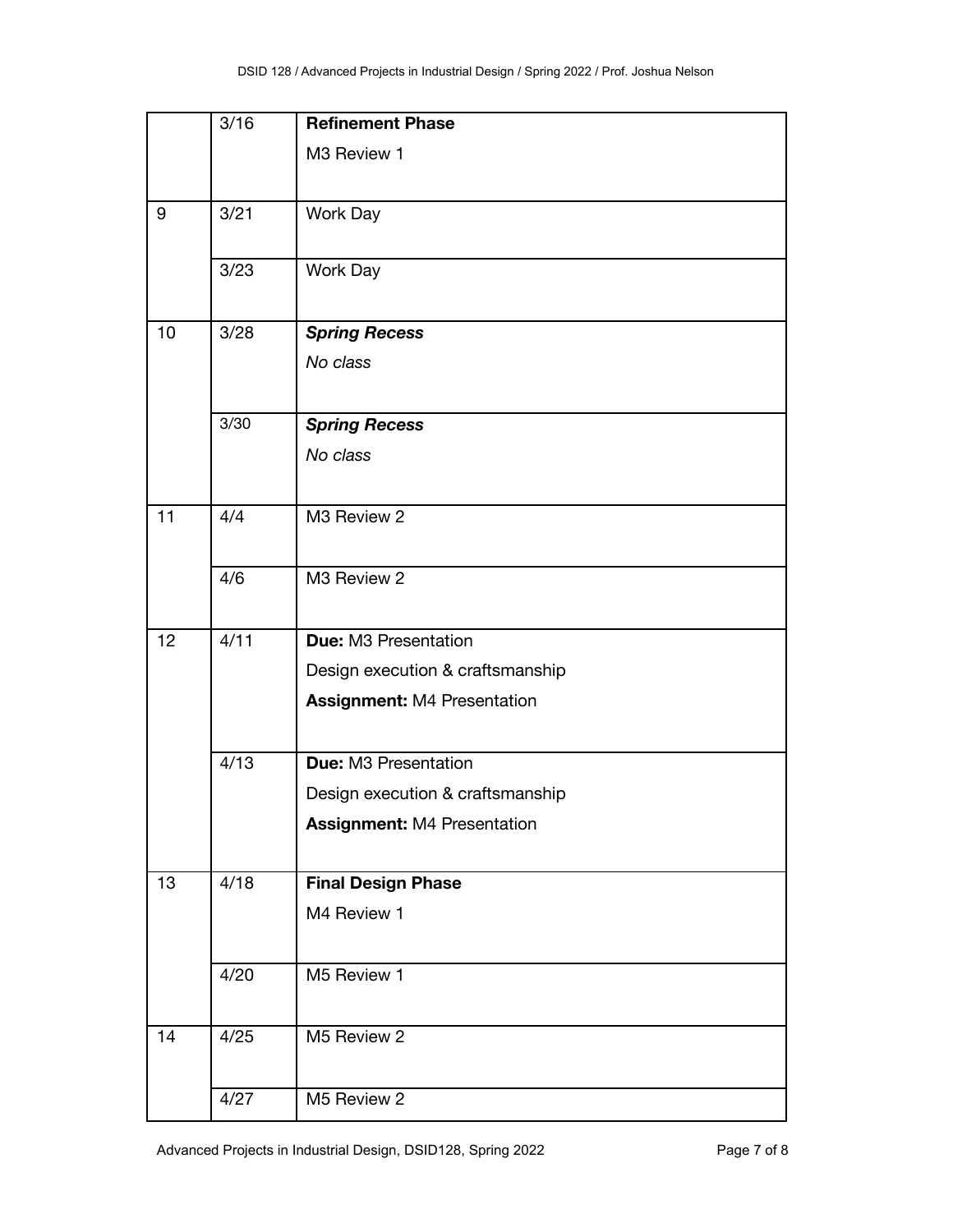| | | |
|---|---|---|
| | 3/16 | **Refinement Phase**<br>M3 Review 1 |
| 9 | 3/21 | Work Day |
| | 3/23 | Work Day |
| 10 | 3/28 | ***Spring Recess***<br>*No class* |
| | 3/30 | ***Spring Recess***<br>*No class* |
| 11 | 4/4 | M3 Review 2 |
| | 4/6 | M3 Review 2 |
| 12 | 4/11 | **Due:** M3 Presentation<br>Design execution & craftsmanship<br>**Assignment:** M4 Presentation |
| | 4/13 | **Due:** M3 Presentation<br>Design execution & craftsmanship<br>**Assignment:** M4 Presentation |
| 13 | 4/18 | **Final Design Phase**<br>M4 Review 1 |
| | 4/20 | M5 Review 1 |
| 14 | 4/25 | M5 Review 2 |
| | 4/27 | M5 Review 2 |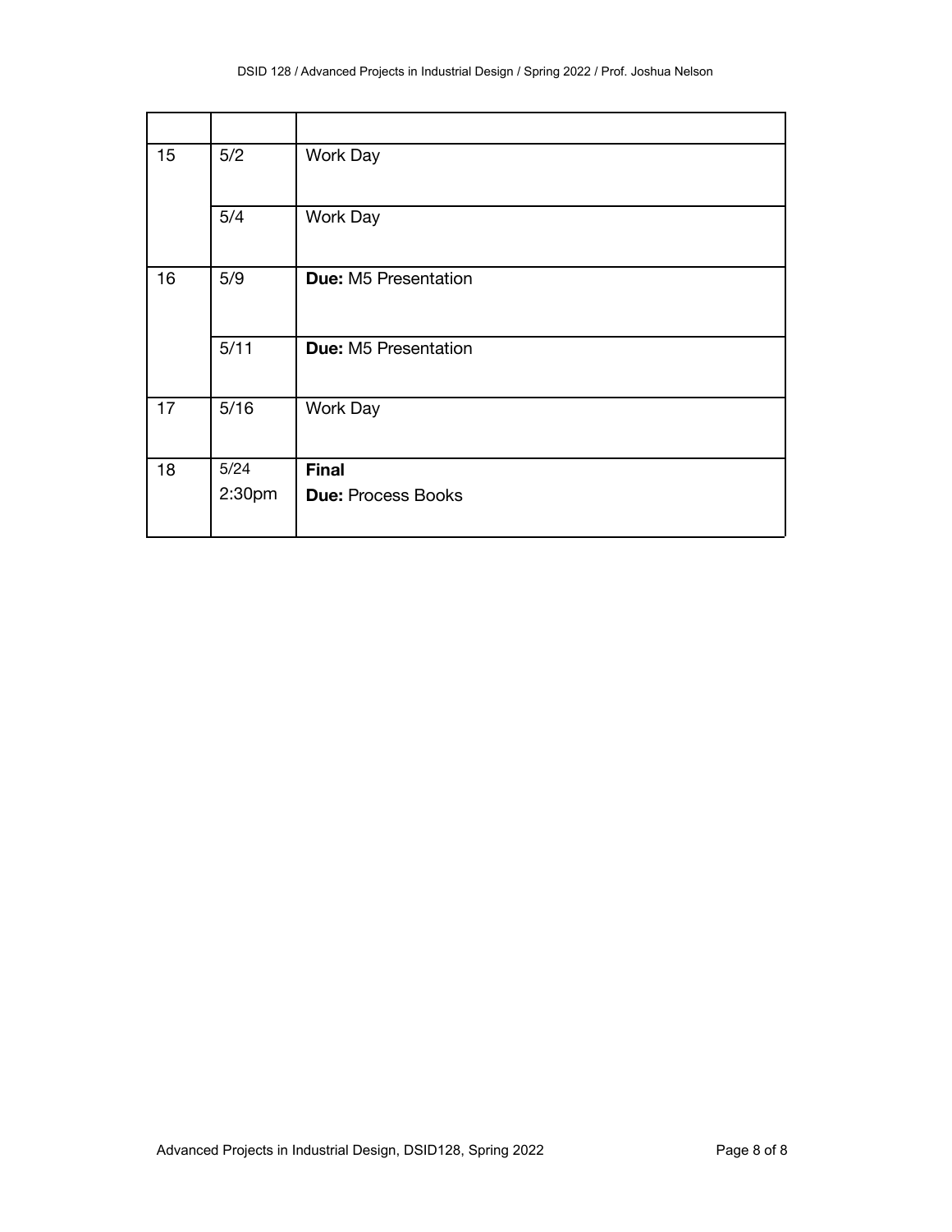| | | |
|---|---|---|
| 15 | 5/2 | Work Day |
| | 5/4 | Work Day |
| 16 | 5/9 | **Due:** M5 Presentation |
| | 5/11 | **Due:** M5 Presentation |
| 17 | 5/16 | Work Day |
| 18 | 5/24 2:30pm | **Final** **Due:** Process Books |